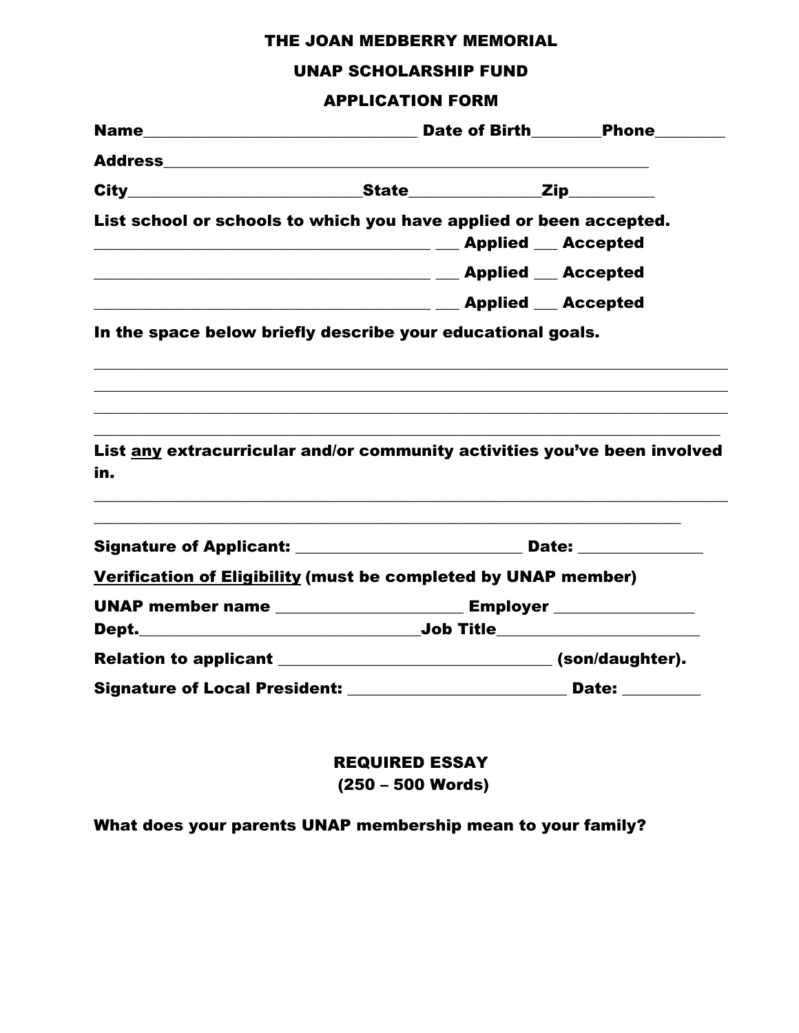# THE JOAN MEDBERRY MEMORIAL

## UNAP SCHOLARSHIP FUND

## APPLICATION FORM

**Name**_________________________________ **Date of Birth**________**Phone**________

**Address**____________________________________________________________

**City**___________________________**State**_______________**Zip**__________

**List school or schools to which you have applied or been accepted.**

________________________________________ ___ **Applied** ___ **Accepted**

________________________________________ ___ **Applied** ___ **Accepted**

________________________________________ ___ **Applied** ___ **Accepted**

**In the space below briefly describe your educational goals.**

______________________________________________________________________________

______________________________________________________________________________

______________________________________________________________________________

______________________________________________________________________________

**List <u>any</u> extracurricular and/or community activities you've been involved in.**

______________________________________________________________________________

______________________________________________________________________________

**Signature of Applicant:** ___________________________ **Date:** _______________

**<u>Verification of Eligibility</u> (must be completed by UNAP member)**

**UNAP member name** ______________________ **Employer** ________________

**Dept.**_________________________________**Job Title**________________________

**Relation to applicant** ________________________________ **(son/daughter).**

**Signature of Local President:** __________________________ **Date:** _________

**REQUIRED ESSAY**
**(250 – 500 Words)**

**What does your parents UNAP membership mean to your family?**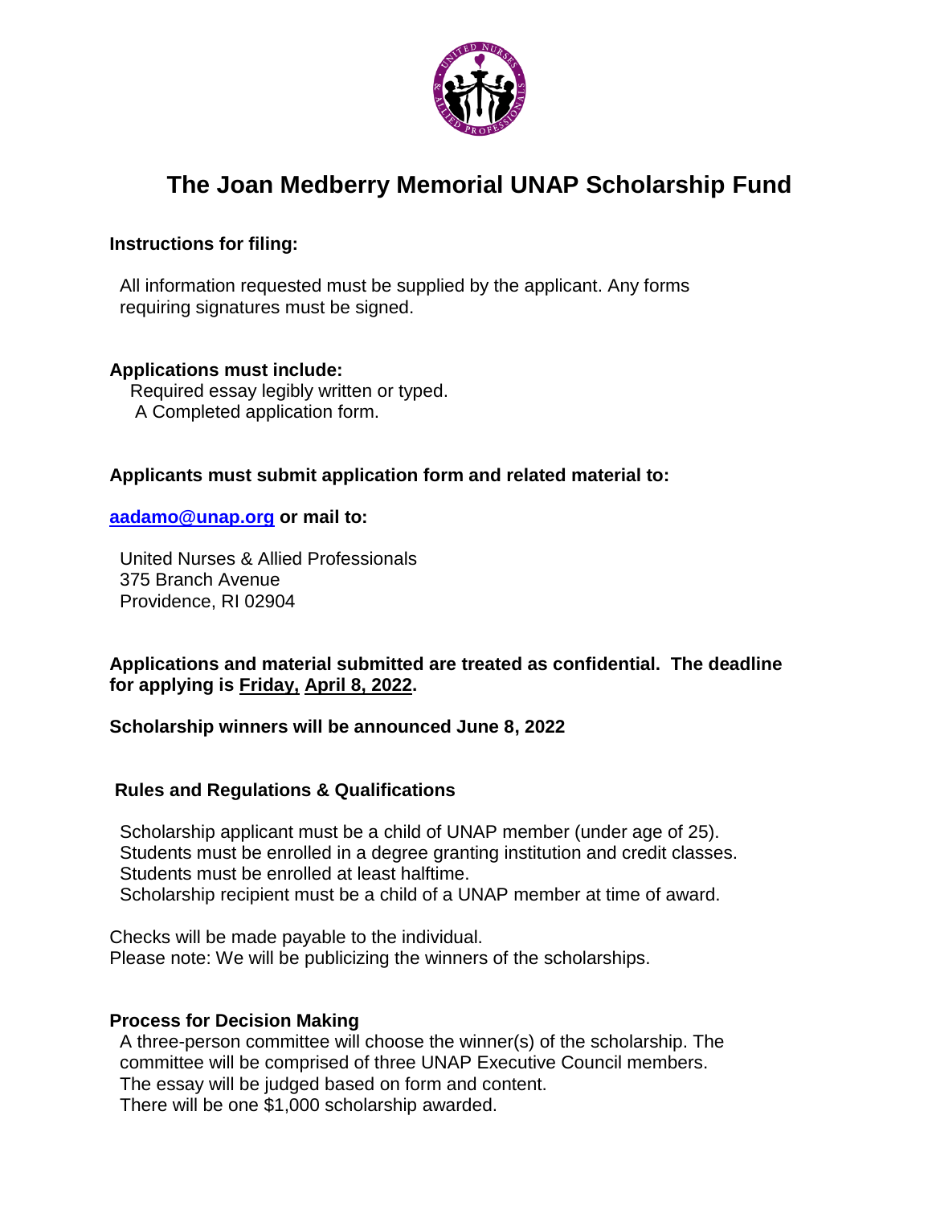# The Joan Medberry Memorial UNAP Scholarship Fund

**Instructions for filing:**

All information requested must be supplied by the applicant. Any forms requiring signatures must be signed.

**Applications must include:**

Required essay legibly written or typed.
A Completed application form.

**Applicants must submit application form and related material to:**

**aadamo@unap.org or mail to:**

United Nurses & Allied Professionals
375 Branch Avenue
Providence, RI 02904

**Applications and material submitted are treated as confidential. The deadline for applying is Friday, April 8, 2022.**

**Scholarship winners will be announced June 8, 2022**

**Rules and Regulations & Qualifications**

Scholarship applicant must be a child of UNAP member (under age of 25).
Students must be enrolled in a degree granting institution and credit classes.
Students must be enrolled at least halftime.
Scholarship recipient must be a child of a UNAP member at time of award.

Checks will be made payable to the individual.
Please note: We will be publicizing the winners of the scholarships.

**Process for Decision Making**

A three-person committee will choose the winner(s) of the scholarship. The committee will be comprised of three UNAP Executive Council members.
The essay will be judged based on form and content.
There will be one $1,000 scholarship awarded.